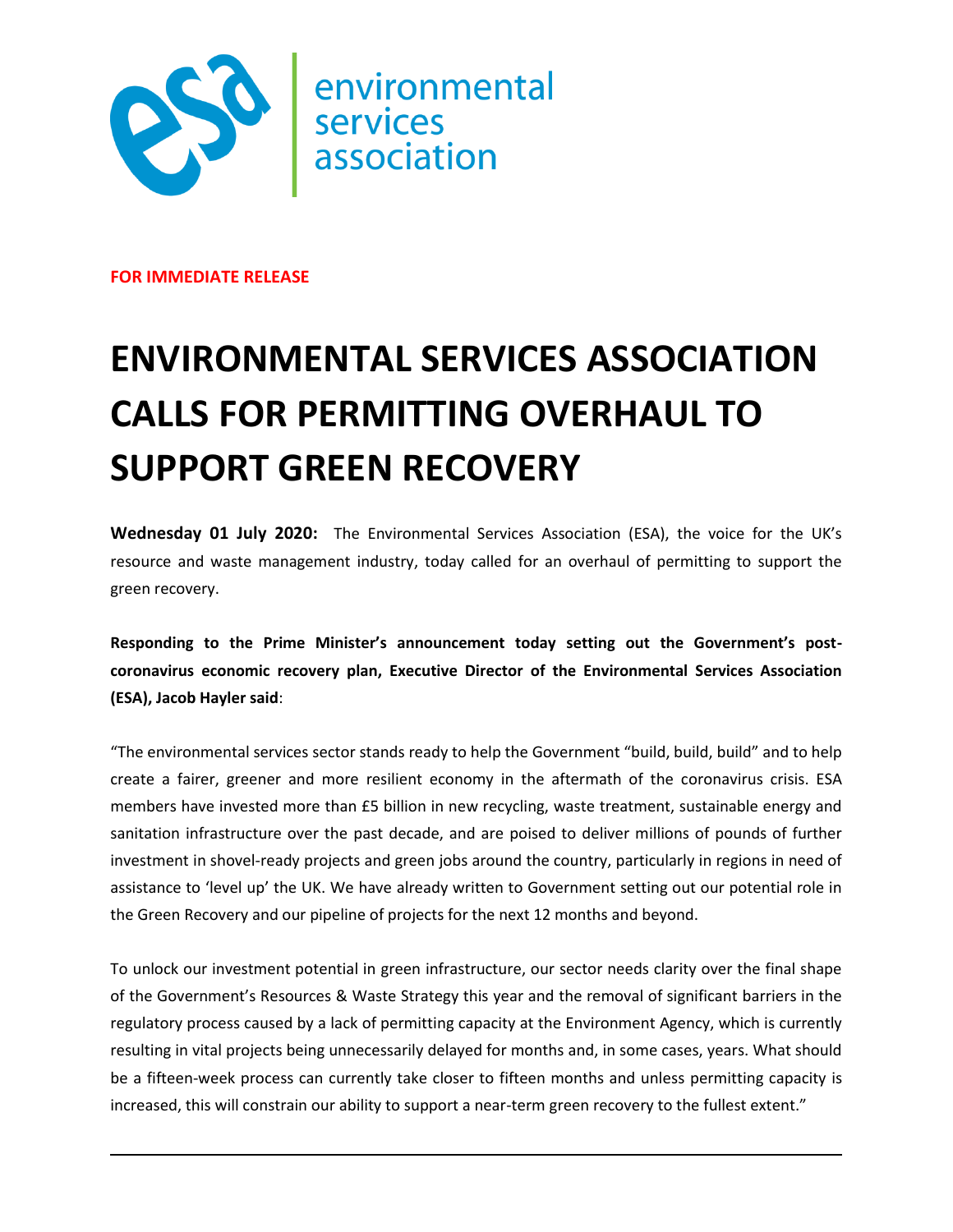environmental services association

**FOR IMMEDIATE RELEASE**

# ENVIRONMENTAL SERVICES ASSOCIATION CALLS FOR PERMITTING OVERHAUL TO SUPPORT GREEN RECOVERY

**Wednesday 01 July 2020:** The Environmental Services Association (ESA), the voice for the UK's resource and waste management industry, today called for an overhaul of permitting to support the green recovery.

**Responding to the Prime Minister's announcement today setting out the Government's post-coronavirus economic recovery plan, Executive Director of the Environmental Services Association (ESA), Jacob Hayler said**:

"The environmental services sector stands ready to help the Government "build, build, build" and to help create a fairer, greener and more resilient economy in the aftermath of the coronavirus crisis. ESA members have invested more than £5 billion in new recycling, waste treatment, sustainable energy and sanitation infrastructure over the past decade, and are poised to deliver millions of pounds of further investment in shovel-ready projects and green jobs around the country, particularly in regions in need of assistance to 'level up' the UK. We have already written to Government setting out our potential role in the Green Recovery and our pipeline of projects for the next 12 months and beyond.

To unlock our investment potential in green infrastructure, our sector needs clarity over the final shape of the Government's Resources & Waste Strategy this year and the removal of significant barriers in the regulatory process caused by a lack of permitting capacity at the Environment Agency, which is currently resulting in vital projects being unnecessarily delayed for months and, in some cases, years. What should be a fifteen-week process can currently take closer to fifteen months and unless permitting capacity is increased, this will constrain our ability to support a near-term green recovery to the fullest extent."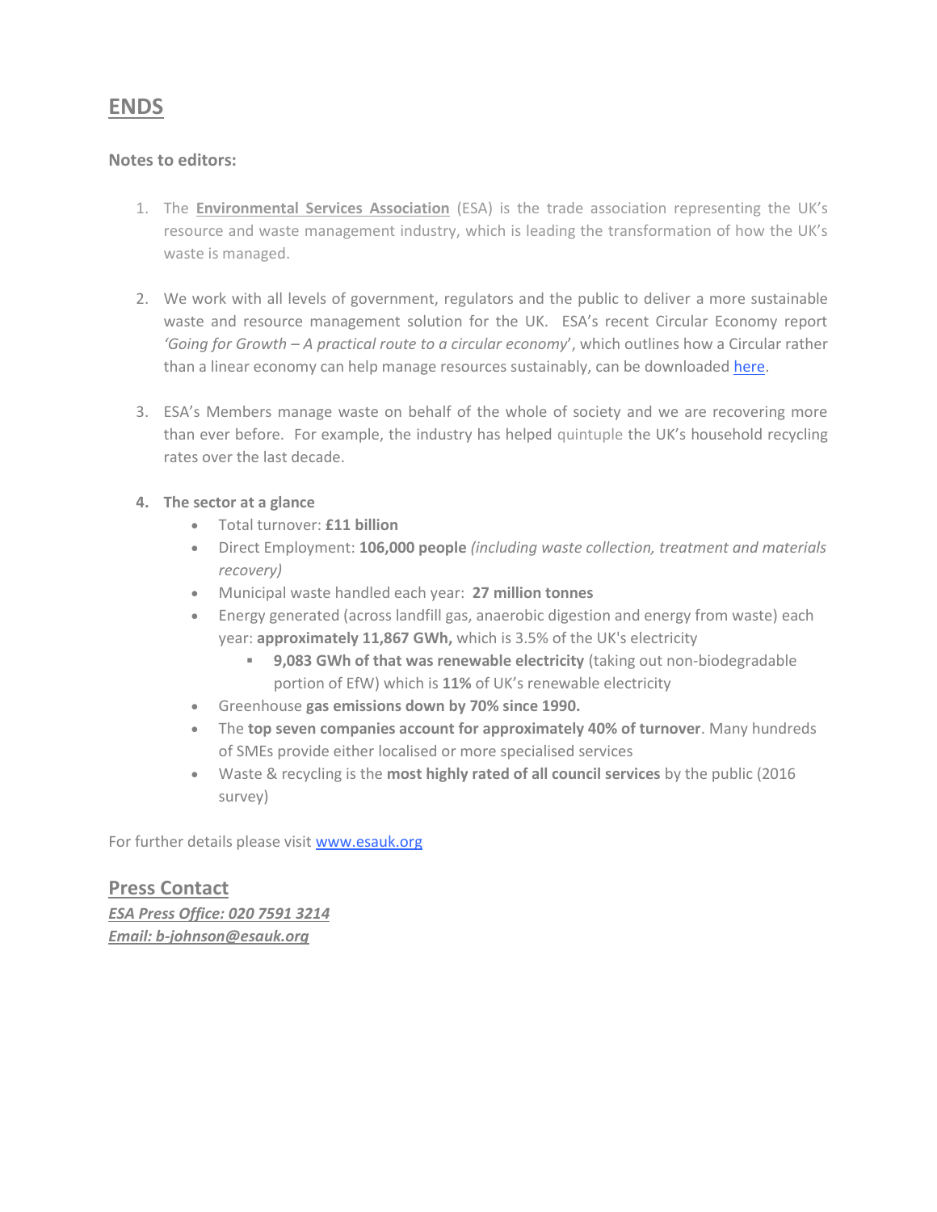## ENDS

**Notes to editors:**

1. The **Environmental Services Association** (ESA) is the trade association representing the UK's resource and waste management industry, which is leading the transformation of how the UK's waste is managed.

2. We work with all levels of government, regulators and the public to deliver a more sustainable waste and resource management solution for the UK. ESA's recent Circular Economy report *'Going for Growth – A practical route to a circular economy'*, which outlines how a Circular rather than a linear economy can help manage resources sustainably, can be downloaded here.

3. ESA's Members manage waste on behalf of the whole of society and we are recovering more than ever before. For example, the industry has helped quintuple the UK's household recycling rates over the last decade.

4. **The sector at a glance**
   - Total turnover: **£11 billion**
   - Direct Employment: **106,000 people** *(including waste collection, treatment and materials recovery)*
   - Municipal waste handled each year: **27 million tonnes**
   - Energy generated (across landfill gas, anaerobic digestion and energy from waste) each year: **approximately 11,867 GWh,** which is 3.5% of the UK's electricity
     - **9,083 GWh of that was renewable electricity** (taking out non-biodegradable portion of EfW) which is **11%** of UK's renewable electricity
   - Greenhouse **gas emissions down by 70% since 1990.**
   - The **top seven companies account for approximately 40% of turnover**. Many hundreds of SMEs provide either localised or more specialised services
   - Waste & recycling is the **most highly rated of all council services** by the public (2016 survey)

For further details please visit www.esauk.org

## Press Contact

***ESA Press Office: 020 7591 3214***
***Email: b-johnson@esauk.org***